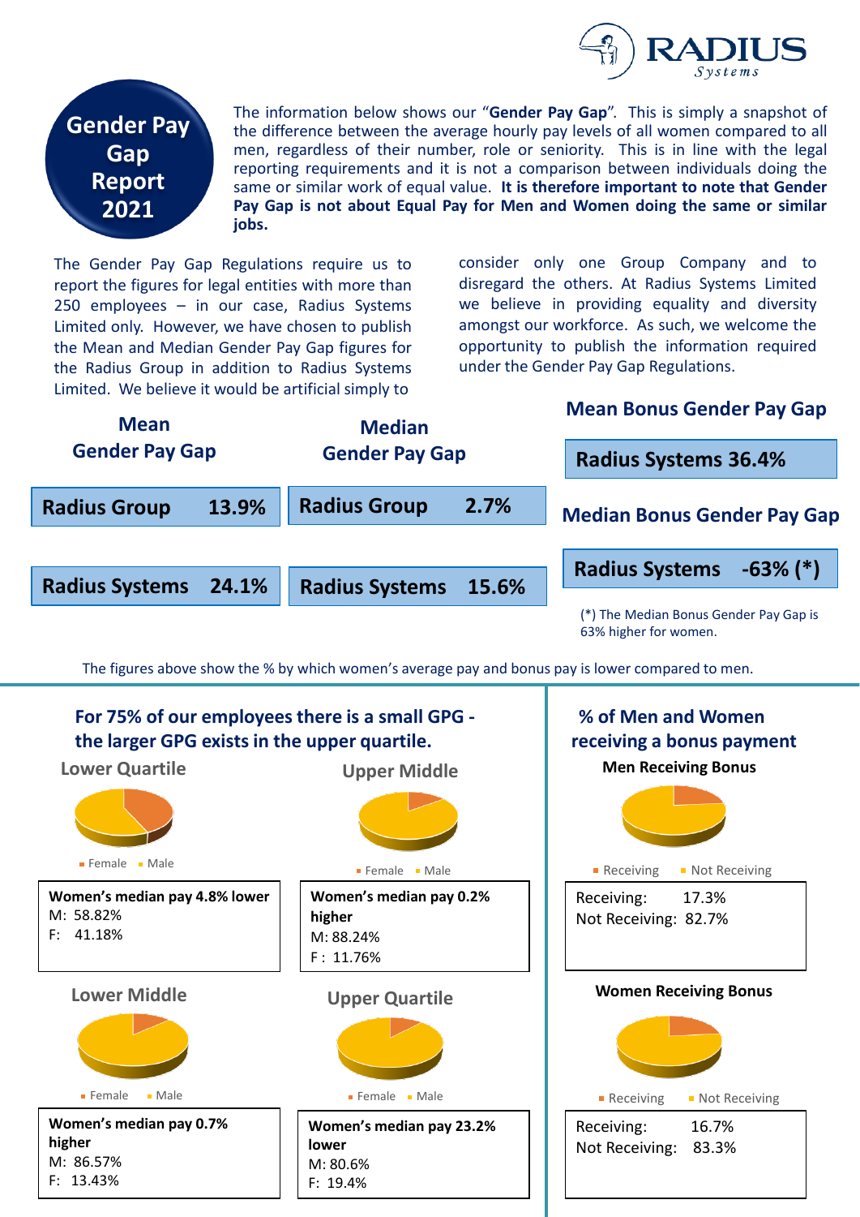# Gender Pay Gap Report 2021

The information below shows our "**Gender Pay Gap**". This is simply a snapshot of the difference between the average hourly pay levels of all women compared to all men, regardless of their number, role or seniority. This is in line with the legal reporting requirements and it is not a comparison between individuals doing the same or similar work of equal value. **It is therefore important to note that Gender Pay Gap is not about Equal Pay for Men and Women doing the same or similar jobs.**

The Gender Pay Gap Regulations require us to report the figures for legal entities with more than 250 employees – in our case, Radius Systems Limited only. However, we have chosen to publish the Mean and Median Gender Pay Gap figures for the Radius Group in addition to Radius Systems Limited. We believe it would be artificial simply to consider only one Group Company and to disregard the others. At Radius Systems Limited we believe in providing equality and diversity amongst our workforce. As such, we welcome the opportunity to publish the information required under the Gender Pay Gap Regulations.

## Mean Gender Pay Gap

| | |
|---|---|
| **Radius Group** | **13.9%** |
| **Radius Systems** | **24.1%** |

## Median Gender Pay Gap

| | |
|---|---|
| **Radius Group** | **2.7%** |
| **Radius Systems** | **15.6%** |

## Mean Bonus Gender Pay Gap

**Radius Systems 36.4%**

## Median Bonus Gender Pay Gap

**Radius Systems -63% (*)**

(*) The Median Bonus Gender Pay Gap is 63% higher for women.

The figures above show the % by which women's average pay and bonus pay is lower compared to men.

## For 75% of our employees there is a small GPG - the larger GPG exists in the upper quartile.

### Lower Quartile

Female · Male

**Women's median pay 4.8% lower**
M: 58.82%
F: 41.18%

### Upper Middle

Female · Male

**Women's median pay 0.2% higher**
M: 88.24%
F: 11.76%

### Lower Middle

Female · Male

**Women's median pay 0.7% higher**
M: 86.57%
F: 13.43%

### Upper Quartile

Female · Male

**Women's median pay 23.2% lower**
M: 80.6%
F: 19.4%

## % of Men and Women receiving a bonus payment

### Men Receiving Bonus

Receiving · Not Receiving

Receiving: 17.3%
Not Receiving: 82.7%

### Women Receiving Bonus

Receiving · Not Receiving

Receiving: 16.7%
Not Receiving: 83.3%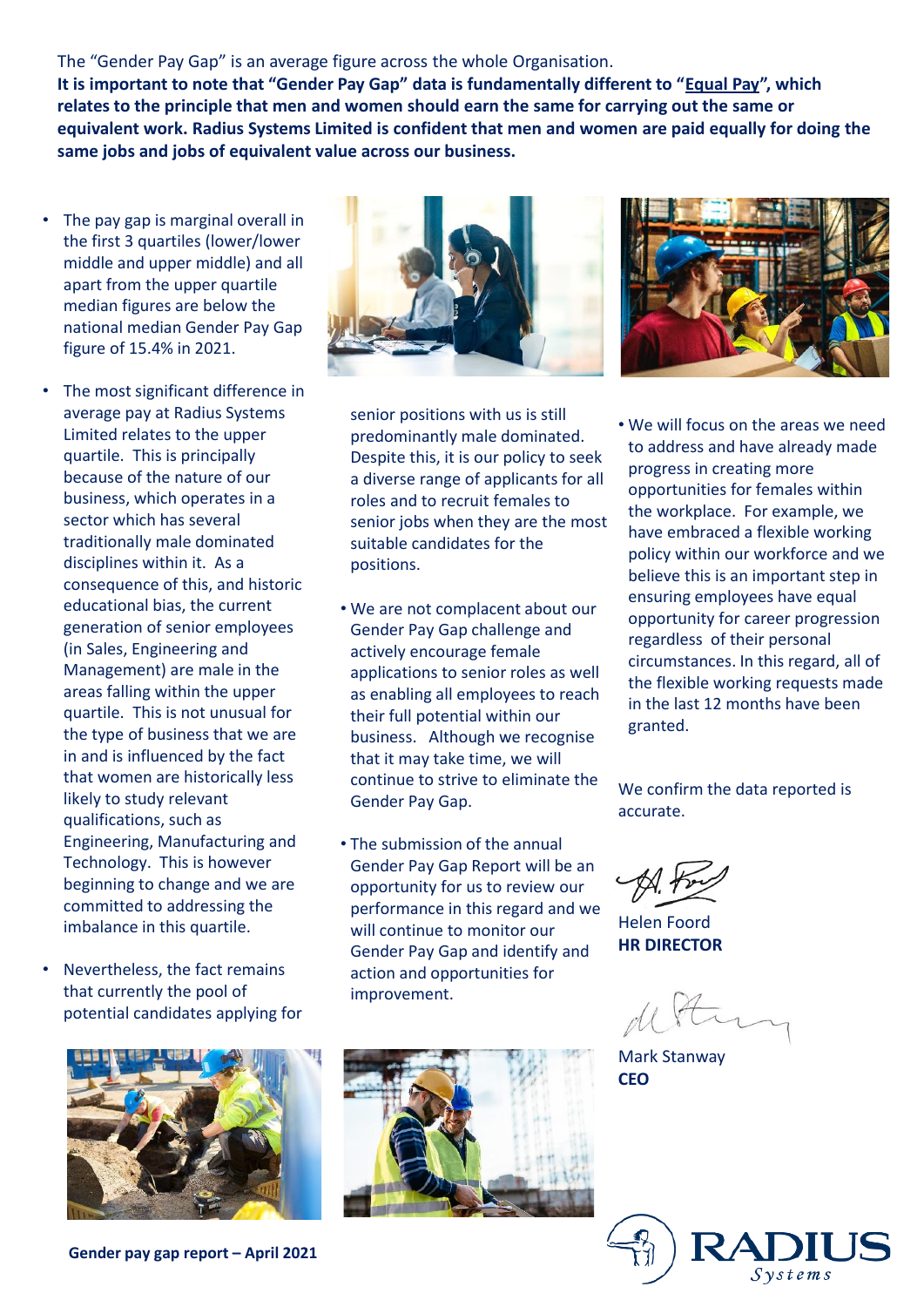The "Gender Pay Gap" is an average figure across the whole Organisation.
**It is important to note that "Gender Pay Gap" data is fundamentally different to "Equal Pay", which relates to the principle that men and women should earn the same for carrying out the same or equivalent work. Radius Systems Limited is confident that men and women are paid equally for doing the same jobs and jobs of equivalent value across our business.**

- The pay gap is marginal overall in the first 3 quartiles (lower/lower middle and upper middle) and all apart from the upper quartile median figures are below the national median Gender Pay Gap figure of 15.4% in 2021.
- The most significant difference in average pay at Radius Systems Limited relates to the upper quartile. This is principally because of the nature of our business, which operates in a sector which has several traditionally male dominated disciplines within it. As a consequence of this, and historic educational bias, the current generation of senior employees (in Sales, Engineering and Management) are male in the areas falling within the upper quartile. This is not unusual for the type of business that we are in and is influenced by the fact that women are historically less likely to study relevant qualifications, such as Engineering, Manufacturing and Technology. This is however beginning to change and we are committed to addressing the imbalance in this quartile.
- Nevertheless, the fact remains that currently the pool of potential candidates applying for senior positions with us is still predominantly male dominated. Despite this, it is our policy to seek a diverse range of applicants for all roles and to recruit females to senior jobs when they are the most suitable candidates for the positions.
- We are not complacent about our Gender Pay Gap challenge and actively encourage female applications to senior roles as well as enabling all employees to reach their full potential within our business. Although we recognise that it may take time, we will continue to strive to eliminate the Gender Pay Gap.
- The submission of the annual Gender Pay Gap Report will be an opportunity for us to review our performance in this regard and we will continue to monitor our Gender Pay Gap and identify and action and opportunities for improvement.
- We will focus on the areas we need to address and have already made progress in creating more opportunities for females within the workplace. For example, we have embraced a flexible working policy within our workforce and we believe this is an important step in ensuring employees have equal opportunity for career progression regardless of their personal circumstances. In this regard, all of the flexible working requests made in the last 12 months have been granted.

We confirm the data reported is accurate.

Helen Foord
**HR DIRECTOR**

Mark Stanway
**CEO**

**Gender pay gap report – April 2021**